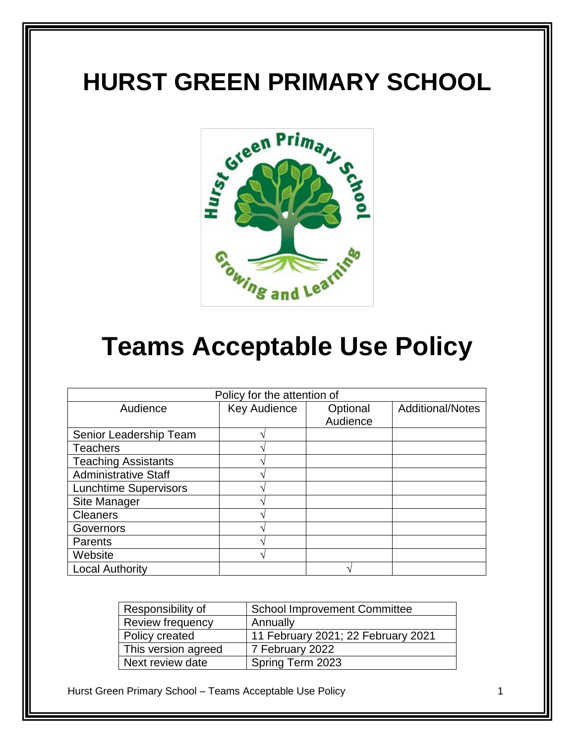# HURST GREEN PRIMARY SCHOOL

# Teams Acceptable Use Policy

| Policy for the attention of | | | |
|---|---|---|---|
| Audience | Key Audience | Optional Audience | Additional/Notes |
| Senior Leadership Team | √ | | |
| Teachers | √ | | |
| Teaching Assistants | √ | | |
| Administrative Staff | √ | | |
| Lunchtime Supervisors | √ | | |
| Site Manager | √ | | |
| Cleaners | √ | | |
| Governors | √ | | |
| Parents | √ | | |
| Website | √ | | |
| Local Authority | | √ | |

| Responsibility of | School Improvement Committee |
|---|---|
| Review frequency | Annually |
| Policy created | 11 February 2021; 22 February 2021 |
| This version agreed | 7 February 2022 |
| Next review date | Spring Term 2023 |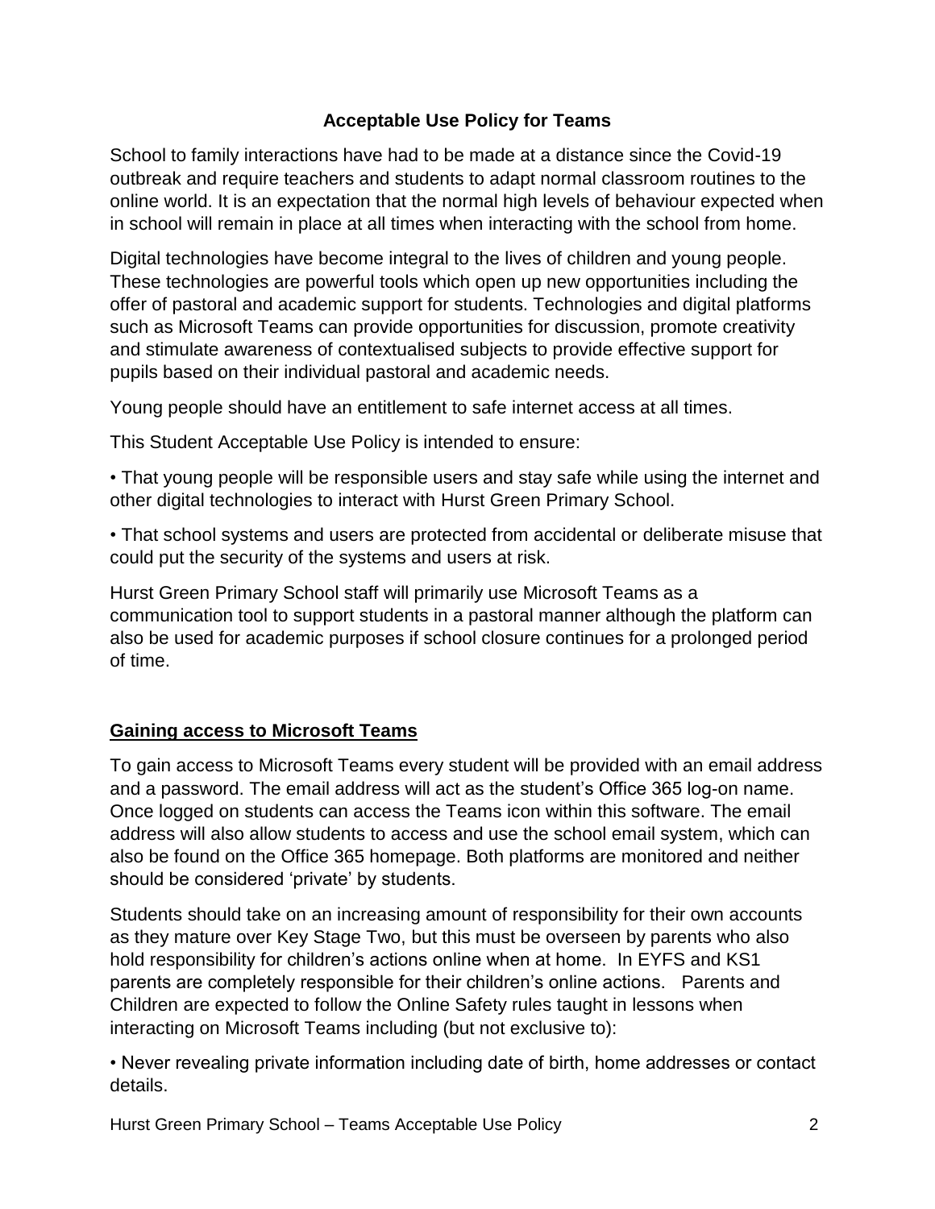## Acceptable Use Policy for Teams

School to family interactions have had to be made at a distance since the Covid-19 outbreak and require teachers and students to adapt normal classroom routines to the online world. It is an expectation that the normal high levels of behaviour expected when in school will remain in place at all times when interacting with the school from home.

Digital technologies have become integral to the lives of children and young people. These technologies are powerful tools which open up new opportunities including the offer of pastoral and academic support for students. Technologies and digital platforms such as Microsoft Teams can provide opportunities for discussion, promote creativity and stimulate awareness of contextualised subjects to provide effective support for pupils based on their individual pastoral and academic needs.

Young people should have an entitlement to safe internet access at all times.

This Student Acceptable Use Policy is intended to ensure:

- That young people will be responsible users and stay safe while using the internet and other digital technologies to interact with Hurst Green Primary School.
- That school systems and users are protected from accidental or deliberate misuse that could put the security of the systems and users at risk.

Hurst Green Primary School staff will primarily use Microsoft Teams as a communication tool to support students in a pastoral manner although the platform can also be used for academic purposes if school closure continues for a prolonged period of time.

### Gaining access to Microsoft Teams

To gain access to Microsoft Teams every student will be provided with an email address and a password. The email address will act as the student's Office 365 log-on name. Once logged on students can access the Teams icon within this software. The email address will also allow students to access and use the school email system, which can also be found on the Office 365 homepage. Both platforms are monitored and neither should be considered 'private' by students.

Students should take on an increasing amount of responsibility for their own accounts as they mature over Key Stage Two, but this must be overseen by parents who also hold responsibility for children's actions online when at home. In EYFS and KS1 parents are completely responsible for their children's online actions. Parents and Children are expected to follow the Online Safety rules taught in lessons when interacting on Microsoft Teams including (but not exclusive to):

- Never revealing private information including date of birth, home addresses or contact details.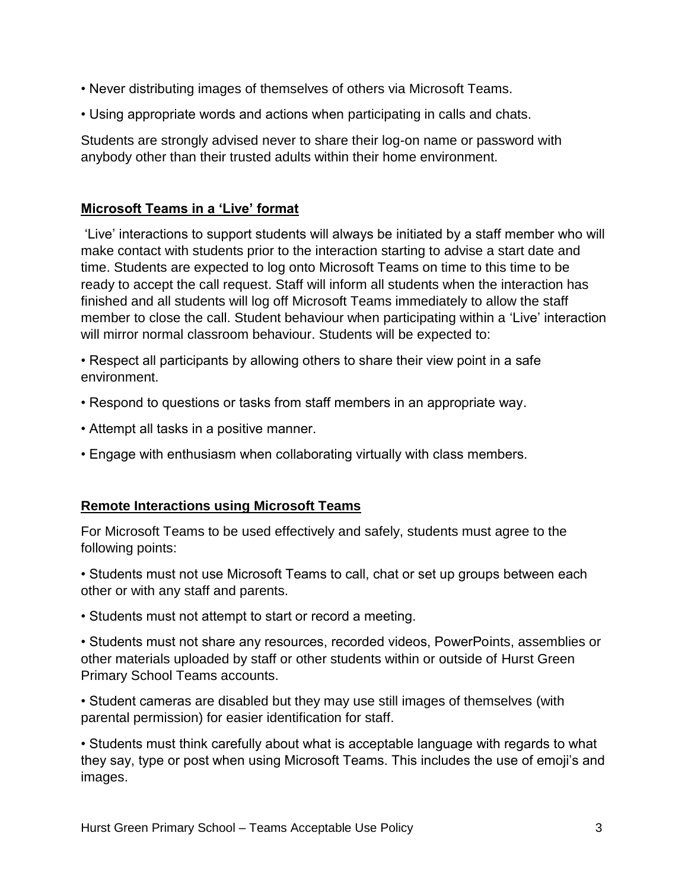- Never distributing images of themselves of others via Microsoft Teams.
- Using appropriate words and actions when participating in calls and chats.

Students are strongly advised never to share their log-on name or password with anybody other than their trusted adults within their home environment.

## **Microsoft Teams in a 'Live' format**

'Live' interactions to support students will always be initiated by a staff member who will make contact with students prior to the interaction starting to advise a start date and time. Students are expected to log onto Microsoft Teams on time to this time to be ready to accept the call request. Staff will inform all students when the interaction has finished and all students will log off Microsoft Teams immediately to allow the staff member to close the call. Student behaviour when participating within a 'Live' interaction will mirror normal classroom behaviour. Students will be expected to:

- Respect all participants by allowing others to share their view point in a safe environment.
- Respond to questions or tasks from staff members in an appropriate way.
- Attempt all tasks in a positive manner.
- Engage with enthusiasm when collaborating virtually with class members.

## **Remote Interactions using Microsoft Teams**

For Microsoft Teams to be used effectively and safely, students must agree to the following points:

- Students must not use Microsoft Teams to call, chat or set up groups between each other or with any staff and parents.
- Students must not attempt to start or record a meeting.
- Students must not share any resources, recorded videos, PowerPoints, assemblies or other materials uploaded by staff or other students within or outside of Hurst Green Primary School Teams accounts.
- Student cameras are disabled but they may use still images of themselves (with parental permission) for easier identification for staff.
- Students must think carefully about what is acceptable language with regards to what they say, type or post when using Microsoft Teams. This includes the use of emoji's and images.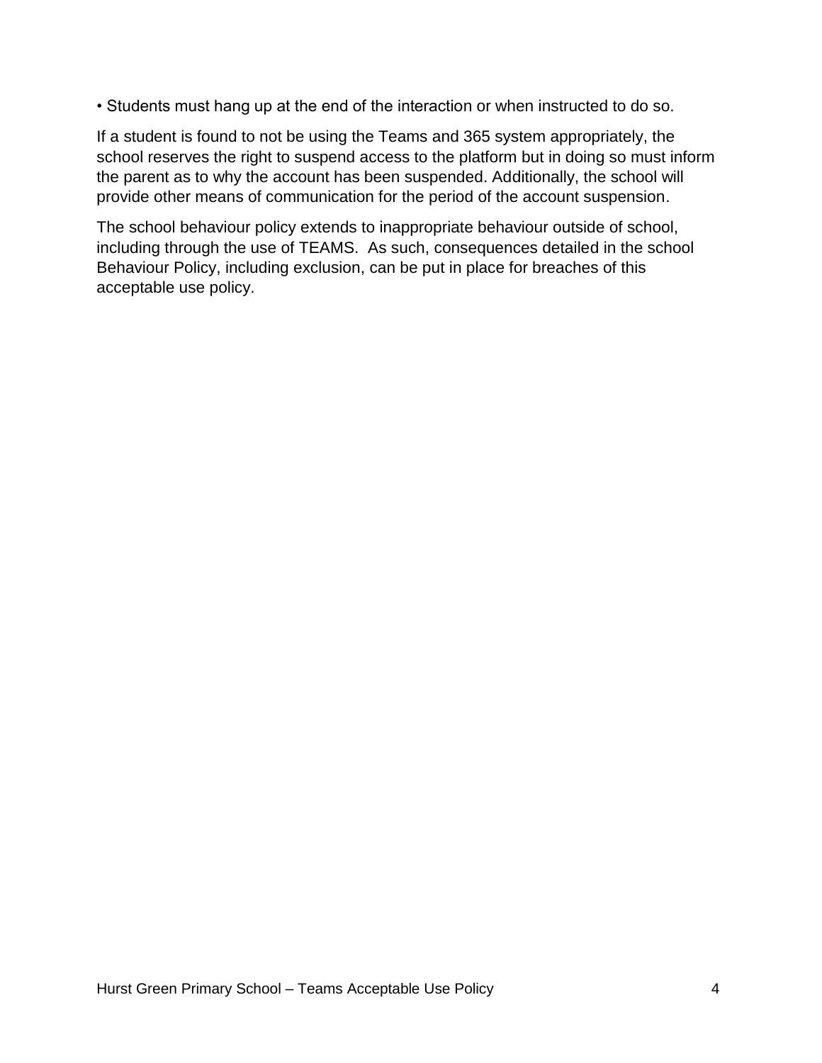- Students must hang up at the end of the interaction or when instructed to do so.

If a student is found to not be using the Teams and 365 system appropriately, the school reserves the right to suspend access to the platform but in doing so must inform the parent as to why the account has been suspended. Additionally, the school will provide other means of communication for the period of the account suspension.

The school behaviour policy extends to inappropriate behaviour outside of school, including through the use of TEAMS. As such, consequences detailed in the school Behaviour Policy, including exclusion, can be put in place for breaches of this acceptable use policy.